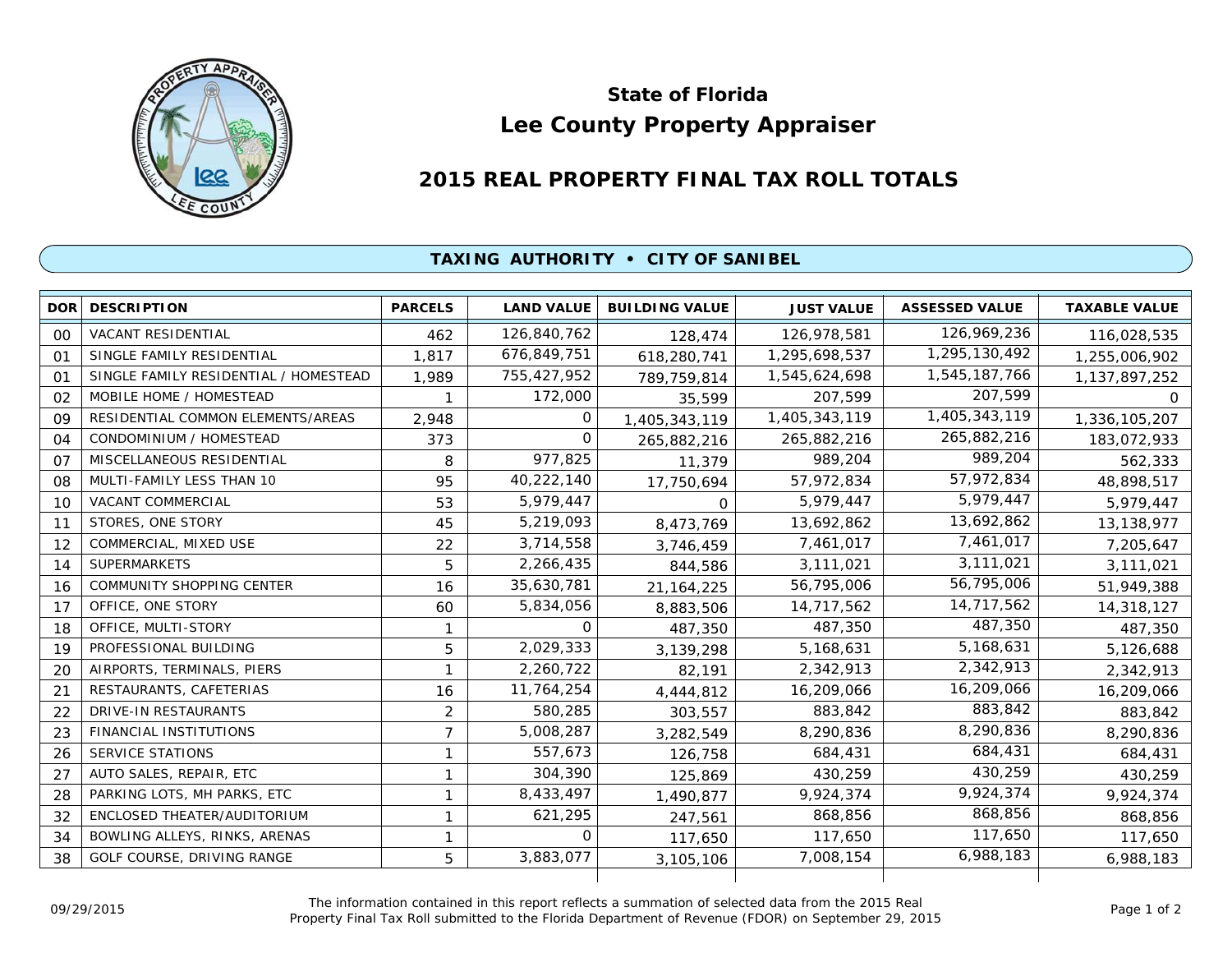# State of Florida
# Lee County Property Appraiser

## 2015 REAL PROPERTY FINAL TAX ROLL TOTALS

### TAXING AUTHORITY • CITY OF SANIBEL

| DOR | DESCRIPTION | PARCELS | LAND VALUE | BUILDING VALUE | JUST VALUE | ASSESSED VALUE | TAXABLE VALUE |
|---|---|---|---|---|---|---|---|
| 00 | VACANT RESIDENTIAL | 462 | 126,840,762 | 128,474 | 126,978,581 | 126,969,236 | 116,028,535 |
| 01 | SINGLE FAMILY RESIDENTIAL | 1,817 | 676,849,751 | 618,280,741 | 1,295,698,537 | 1,295,130,492 | 1,255,006,902 |
| 01 | SINGLE FAMILY RESIDENTIAL / HOMESTEAD | 1,989 | 755,427,952 | 789,759,814 | 1,545,624,698 | 1,545,187,766 | 1,137,897,252 |
| 02 | MOBILE HOME / HOMESTEAD | 1 | 172,000 | 35,599 | 207,599 | 207,599 | 0 |
| 09 | RESIDENTIAL COMMON ELEMENTS/AREAS | 2,948 | 0 | 1,405,343,119 | 1,405,343,119 | 1,405,343,119 | 1,336,105,207 |
| 04 | CONDOMINIUM / HOMESTEAD | 373 | 0 | 265,882,216 | 265,882,216 | 265,882,216 | 183,072,933 |
| 07 | MISCELLANEOUS RESIDENTIAL | 8 | 977,825 | 11,379 | 989,204 | 989,204 | 562,333 |
| 08 | MULTI-FAMILY LESS THAN 10 | 95 | 40,222,140 | 17,750,694 | 57,972,834 | 57,972,834 | 48,898,517 |
| 10 | VACANT COMMERCIAL | 53 | 5,979,447 | 0 | 5,979,447 | 5,979,447 | 5,979,447 |
| 11 | STORES, ONE STORY | 45 | 5,219,093 | 8,473,769 | 13,692,862 | 13,692,862 | 13,138,977 |
| 12 | COMMERCIAL, MIXED USE | 22 | 3,714,558 | 3,746,459 | 7,461,017 | 7,461,017 | 7,205,647 |
| 14 | SUPERMARKETS | 5 | 2,266,435 | 844,586 | 3,111,021 | 3,111,021 | 3,111,021 |
| 16 | COMMUNITY SHOPPING CENTER | 16 | 35,630,781 | 21,164,225 | 56,795,006 | 56,795,006 | 51,949,388 |
| 17 | OFFICE, ONE STORY | 60 | 5,834,056 | 8,883,506 | 14,717,562 | 14,717,562 | 14,318,127 |
| 18 | OFFICE, MULTI-STORY | 1 | 0 | 487,350 | 487,350 | 487,350 | 487,350 |
| 19 | PROFESSIONAL BUILDING | 5 | 2,029,333 | 3,139,298 | 5,168,631 | 5,168,631 | 5,126,688 |
| 20 | AIRPORTS, TERMINALS, PIERS | 1 | 2,260,722 | 82,191 | 2,342,913 | 2,342,913 | 2,342,913 |
| 21 | RESTAURANTS, CAFETERIAS | 16 | 11,764,254 | 4,444,812 | 16,209,066 | 16,209,066 | 16,209,066 |
| 22 | DRIVE-IN RESTAURANTS | 2 | 580,285 | 303,557 | 883,842 | 883,842 | 883,842 |
| 23 | FINANCIAL INSTITUTIONS | 7 | 5,008,287 | 3,282,549 | 8,290,836 | 8,290,836 | 8,290,836 |
| 26 | SERVICE STATIONS | 1 | 557,673 | 126,758 | 684,431 | 684,431 | 684,431 |
| 27 | AUTO SALES, REPAIR, ETC | 1 | 304,390 | 125,869 | 430,259 | 430,259 | 430,259 |
| 28 | PARKING LOTS, MH PARKS, ETC | 1 | 8,433,497 | 1,490,877 | 9,924,374 | 9,924,374 | 9,924,374 |
| 32 | ENCLOSED THEATER/AUDITORIUM | 1 | 621,295 | 247,561 | 868,856 | 868,856 | 868,856 |
| 34 | BOWLING ALLEYS, RINKS, ARENAS | 1 | 0 | 117,650 | 117,650 | 117,650 | 117,650 |
| 38 | GOLF COURSE, DRIVING RANGE | 5 | 3,883,077 | 3,105,106 | 7,008,154 | 6,988,183 | 6,988,183 |

09/29/2015

The information contained in this report reflects a summation of selected data from the 2015 Real Property Final Tax Roll submitted to the Florida Department of Revenue (FDOR) on September 29, 2015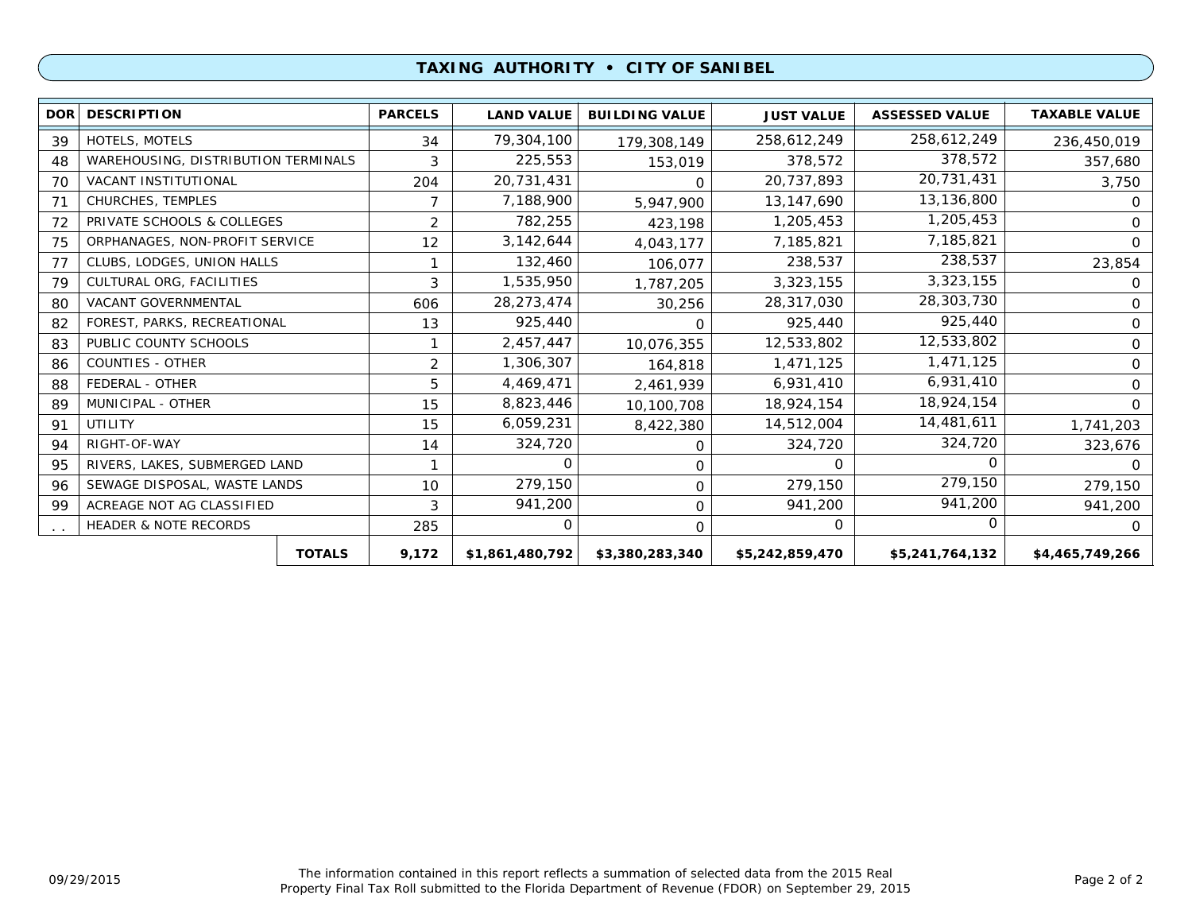## TAXING AUTHORITY • CITY OF SANIBEL

| DOR | DESCRIPTION | PARCELS | LAND VALUE | BUILDING VALUE | JUST VALUE | ASSESSED VALUE | TAXABLE VALUE |
|---|---|---|---|---|---|---|---|
| 39 | HOTELS, MOTELS | 34 | 79,304,100 | 179,308,149 | 258,612,249 | 258,612,249 | 236,450,019 |
| 48 | WAREHOUSING, DISTRIBUTION TERMINALS | 3 | 225,553 | 153,019 | 378,572 | 378,572 | 357,680 |
| 70 | VACANT INSTITUTIONAL | 204 | 20,731,431 | 0 | 20,737,893 | 20,731,431 | 3,750 |
| 71 | CHURCHES, TEMPLES | 7 | 7,188,900 | 5,947,900 | 13,147,690 | 13,136,800 | 0 |
| 72 | PRIVATE SCHOOLS & COLLEGES | 2 | 782,255 | 423,198 | 1,205,453 | 1,205,453 | 0 |
| 75 | ORPHANAGES, NON-PROFIT SERVICE | 12 | 3,142,644 | 4,043,177 | 7,185,821 | 7,185,821 | 0 |
| 77 | CLUBS, LODGES, UNION HALLS | 1 | 132,460 | 106,077 | 238,537 | 238,537 | 23,854 |
| 79 | CULTURAL ORG, FACILITIES | 3 | 1,535,950 | 1,787,205 | 3,323,155 | 3,323,155 | 0 |
| 80 | VACANT GOVERNMENTAL | 606 | 28,273,474 | 30,256 | 28,317,030 | 28,303,730 | 0 |
| 82 | FOREST, PARKS, RECREATIONAL | 13 | 925,440 | 0 | 925,440 | 925,440 | 0 |
| 83 | PUBLIC COUNTY SCHOOLS | 1 | 2,457,447 | 10,076,355 | 12,533,802 | 12,533,802 | 0 |
| 86 | COUNTIES - OTHER | 2 | 1,306,307 | 164,818 | 1,471,125 | 1,471,125 | 0 |
| 88 | FEDERAL - OTHER | 5 | 4,469,471 | 2,461,939 | 6,931,410 | 6,931,410 | 0 |
| 89 | MUNICIPAL - OTHER | 15 | 8,823,446 | 10,100,708 | 18,924,154 | 18,924,154 | 0 |
| 91 | UTILITY | 15 | 6,059,231 | 8,422,380 | 14,512,004 | 14,481,611 | 1,741,203 |
| 94 | RIGHT-OF-WAY | 14 | 324,720 | 0 | 324,720 | 324,720 | 323,676 |
| 95 | RIVERS, LAKES, SUBMERGED LAND | 1 | 0 | 0 | 0 | 0 | 0 |
| 96 | SEWAGE DISPOSAL, WASTE LANDS | 10 | 279,150 | 0 | 279,150 | 279,150 | 279,150 |
| 99 | ACREAGE NOT AG CLASSIFIED | 3 | 941,200 | 0 | 941,200 | 941,200 | 941,200 |
| . . | HEADER & NOTE RECORDS | 285 | 0 | 0 | 0 | 0 | 0 |
| | **TOTALS** | **9,172** | **$1,861,480,792** | **$3,380,283,340** | **$5,242,859,470** | **$5,241,764,132** | **$4,465,749,266** |

09/29/2015

The information contained in this report reflects a summation of selected data from the 2015 Real Property Final Tax Roll submitted to the Florida Department of Revenue (FDOR) on September 29, 2015